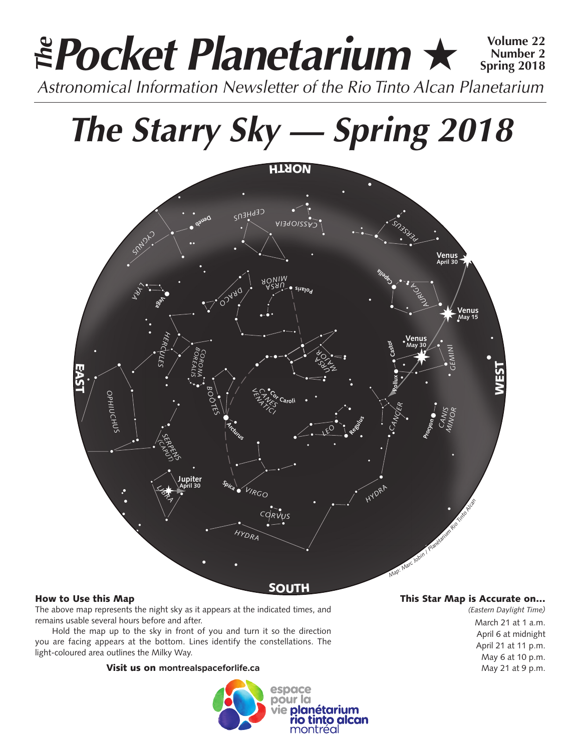# *The* Pocket Planetarium ★

**Volume 22**
**Number 2**
**Spring 2018**

*Astronomical Information Newsletter of the Rio Tinto Alcan Planetarium*

# *The Starry Sky — Spring 2018*

### How to Use this Map

The above map represents the night sky as it appears at the indicated times, and remains usable several hours before and after.

Hold the map up to the sky in front of you and turn it so the direction you are facing appears at the bottom. Lines identify the constellations. The light-coloured area outlines the Milky Way.

**Visit us on montrealspaceforlife.ca**

### This Star Map is Accurate on...

*(Eastern Daylight Time)*

March 21 at 1 a.m.
April 6 at midnight
April 21 at 11 p.m.
May 6 at 10 p.m.
May 21 at 9 p.m.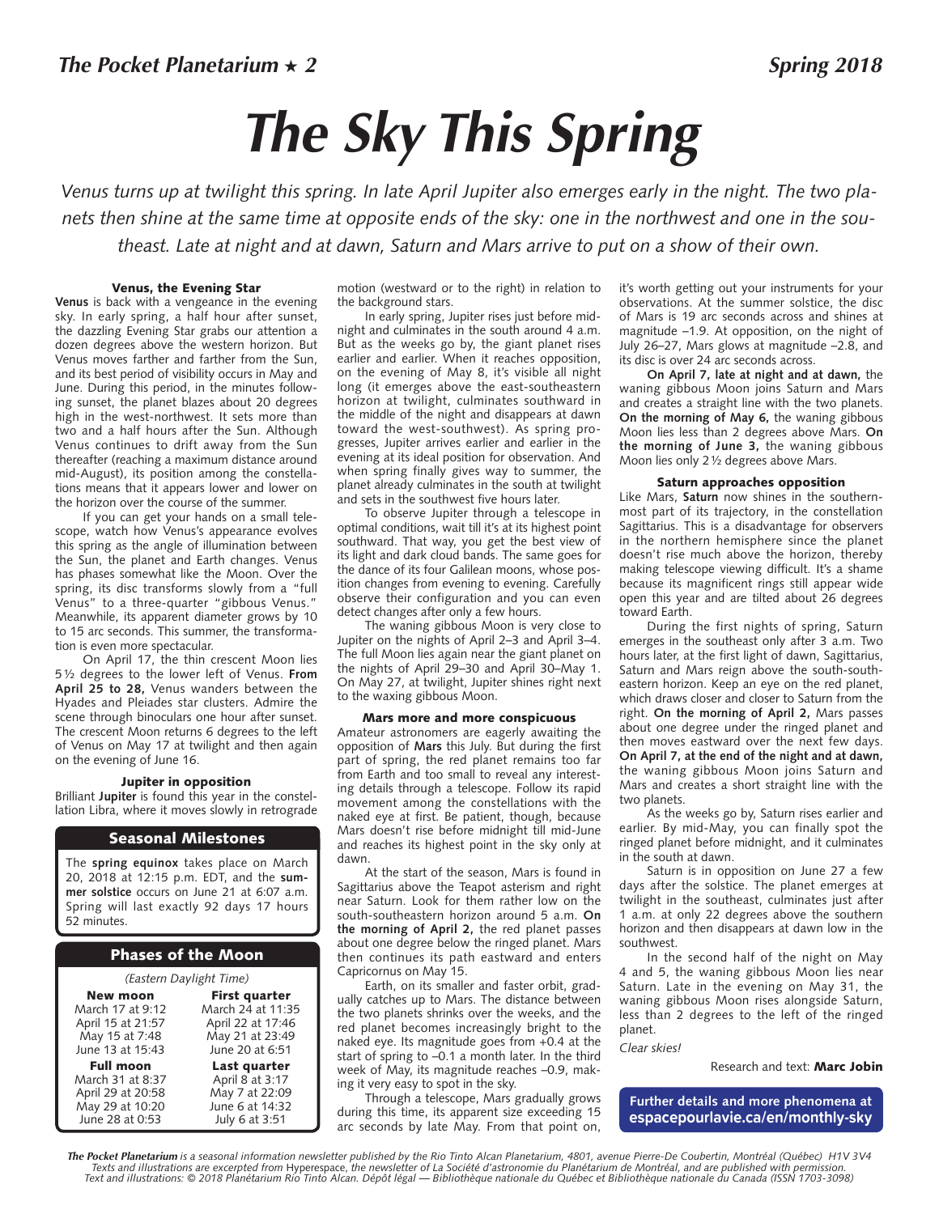# The Sky This Spring

*Venus turns up at twilight this spring. In late April Jupiter also emerges early in the night. The two planets then shine at the same time at opposite ends of the sky: one in the northwest and one in the southeast. Late at night and at dawn, Saturn and Mars arrive to put on a show of their own.*

### Venus, the Evening Star

**Venus** is back with a vengeance in the evening sky. In early spring, a half hour after sunset, the dazzling Evening Star grabs our attention a dozen degrees above the western horizon. But Venus moves farther and farther from the Sun, and its best period of visibility occurs in May and June. During this period, in the minutes following sunset, the planet blazes about 20 degrees high in the west-northwest. It sets more than two and a half hours after the Sun. Although Venus continues to drift away from the Sun thereafter (reaching a maximum distance around mid-August), its position among the constellations means that it appears lower and lower on the horizon over the course of the summer.

If you can get your hands on a small telescope, watch how Venus's appearance evolves this spring as the angle of illumination between the Sun, the planet and Earth changes. Venus has phases somewhat like the Moon. Over the spring, its disc transforms slowly from a "full Venus" to a three-quarter "gibbous Venus." Meanwhile, its apparent diameter grows by 10 to 15 arc seconds. This summer, the transformation is even more spectacular.

On April 17, the thin crescent Moon lies 5½ degrees to the lower left of Venus. **From April 25 to 28,** Venus wanders between the Hyades and Pleiades star clusters. Admire the scene through binoculars one hour after sunset. The crescent Moon returns 6 degrees to the left of Venus on May 17 at twilight and then again on the evening of June 16.

### Jupiter in opposition

Brilliant **Jupiter** is found this year in the constellation Libra, where it moves slowly in retrograde motion (westward or to the right) in relation to the background stars.

In early spring, Jupiter rises just before midnight and culminates in the south around 4 a.m. But as the weeks go by, the giant planet rises earlier and earlier. When it reaches opposition, on the evening of May 8, it's visible all night long (it emerges above the east-southeastern horizon at twilight, culminates southward in the middle of the night and disappears at dawn toward the west-southwest). As spring progresses, Jupiter arrives earlier and earlier in the evening at its ideal position for observation. And when spring finally gives way to summer, the planet already culminates in the south at twilight and sets in the southwest five hours later.

To observe Jupiter through a telescope in optimal conditions, wait till it's at its highest point southward. That way, you get the best view of its light and dark cloud bands. The same goes for the dance of its four Galilean moons, whose position changes from evening to evening. Carefully observe their configuration and you can even detect changes after only a few hours.

The waning gibbous Moon is very close to Jupiter on the nights of April 2–3 and April 3–4. The full Moon lies again near the giant planet on the nights of April 29–30 and April 30–May 1. On May 27, at twilight, Jupiter shines right next to the waxing gibbous Moon.

### Mars more and more conspicuous

Amateur astronomers are eagerly awaiting the opposition of **Mars** this July. But during the first part of spring, the red planet remains too far from Earth and too small to reveal any interesting details through a telescope. Follow its rapid movement among the constellations with the naked eye at first. Be patient, though, because Mars doesn't rise before midnight till mid-June and reaches its highest point in the sky only at dawn.

At the start of the season, Mars is found in Sagittarius above the Teapot asterism and right near Saturn. Look for them rather low on the south-southeastern horizon around 5 a.m. **On the morning of April 2,** the red planet passes about one degree below the ringed planet. Mars then continues its path eastward and enters Capricornus on May 15.

Earth, on its smaller and faster orbit, gradually catches up to Mars. The distance between the two planets shrinks over the weeks, and the red planet becomes increasingly bright to the naked eye. Its magnitude goes from +0.4 at the start of spring to –0.1 a month later. In the third week of May, its magnitude reaches –0.9, making it very easy to spot in the sky.

Through a telescope, Mars gradually grows during this time, its apparent size exceeding 15 arc seconds by late May. From that point on, it's worth getting out your instruments for your observations. At the summer solstice, the disc of Mars is 19 arc seconds across and shines at magnitude –1.9. At opposition, on the night of July 26–27, Mars glows at magnitude –2.8, and its disc is over 24 arc seconds across.

**On April 7, late at night and at dawn,** the waning gibbous Moon joins Saturn and Mars and creates a straight line with the two planets. **On the morning of May 6,** the waning gibbous Moon lies less than 2 degrees above Mars. **On the morning of June 3,** the waning gibbous Moon lies only 2½ degrees above Mars.

### Saturn approaches opposition

Like Mars, **Saturn** now shines in the southernmost part of its trajectory, in the constellation Sagittarius. This is a disadvantage for observers in the northern hemisphere since the planet doesn't rise much above the horizon, thereby making telescope viewing difficult. It's a shame because its magnificent rings still appear wide open this year and are tilted about 26 degrees toward Earth.

During the first nights of spring, Saturn emerges in the southeast only after 3 a.m. Two hours later, at the first light of dawn, Sagittarius, Saturn and Mars reign above the south-southeastern horizon. Keep an eye on the red planet, which draws closer and closer to Saturn from the right. **On the morning of April 2,** Mars passes about one degree under the ringed planet and then moves eastward over the next few days. **On April 7, at the end of the night and at dawn,** the waning gibbous Moon joins Saturn and Mars and creates a short straight line with the two planets.

As the weeks go by, Saturn rises earlier and earlier. By mid-May, you can finally spot the ringed planet before midnight, and it culminates in the south at dawn.

Saturn is in opposition on June 27 a few days after the solstice. The planet emerges at twilight in the southeast, culminates just after 1 a.m. at only 22 degrees above the southern horizon and then disappears at dawn low in the southwest.

In the second half of the night on May 4 and 5, the waning gibbous Moon lies near Saturn. Late in the evening on May 31, the waning gibbous Moon rises alongside Saturn, less than 2 degrees to the left of the ringed planet.

*Clear skies!*

Research and text: **Marc Jobin**

### Seasonal Milestones

The **spring equinox** takes place on March 20, 2018 at 12:15 p.m. EDT, and the **summer solstice** occurs on June 21 at 6:07 a.m. Spring will last exactly 92 days 17 hours 52 minutes.

### Phases of the Moon

*(Eastern Daylight Time)*

| New moon | First quarter |
|---|---|
| March 17 at 9:12 | March 24 at 11:35 |
| April 15 at 21:57 | April 22 at 17:46 |
| May 15 at 7:48 | May 21 at 23:49 |
| June 13 at 15:43 | June 20 at 6:51 |
| **Full moon** | **Last quarter** |
| March 31 at 8:37 | April 8 at 3:17 |
| April 29 at 20:58 | May 7 at 22:09 |
| May 29 at 10:20 | June 6 at 14:32 |
| June 28 at 0:53 | July 6 at 3:51 |

**Further details and more phenomena at espacepourlavie.ca/en/monthly-sky**

*The Pocket Planetarium is a seasonal information newsletter published by the Rio Tinto Alcan Planetarium, 4801, avenue Pierre-De Coubertin, Montréal (Québec) H1V 3V4. Texts and illustrations are excerpted from Hyperespace, the newsletter of La Société d'astronomie du Planétarium de Montréal, and are published with permission. Text and illustrations: © 2018 Planétarium Rio Tinto Alcan. Dépôt légal — Bibliothèque nationale du Québec et Bibliothèque nationale du Canada (ISSN 1703-3098)*